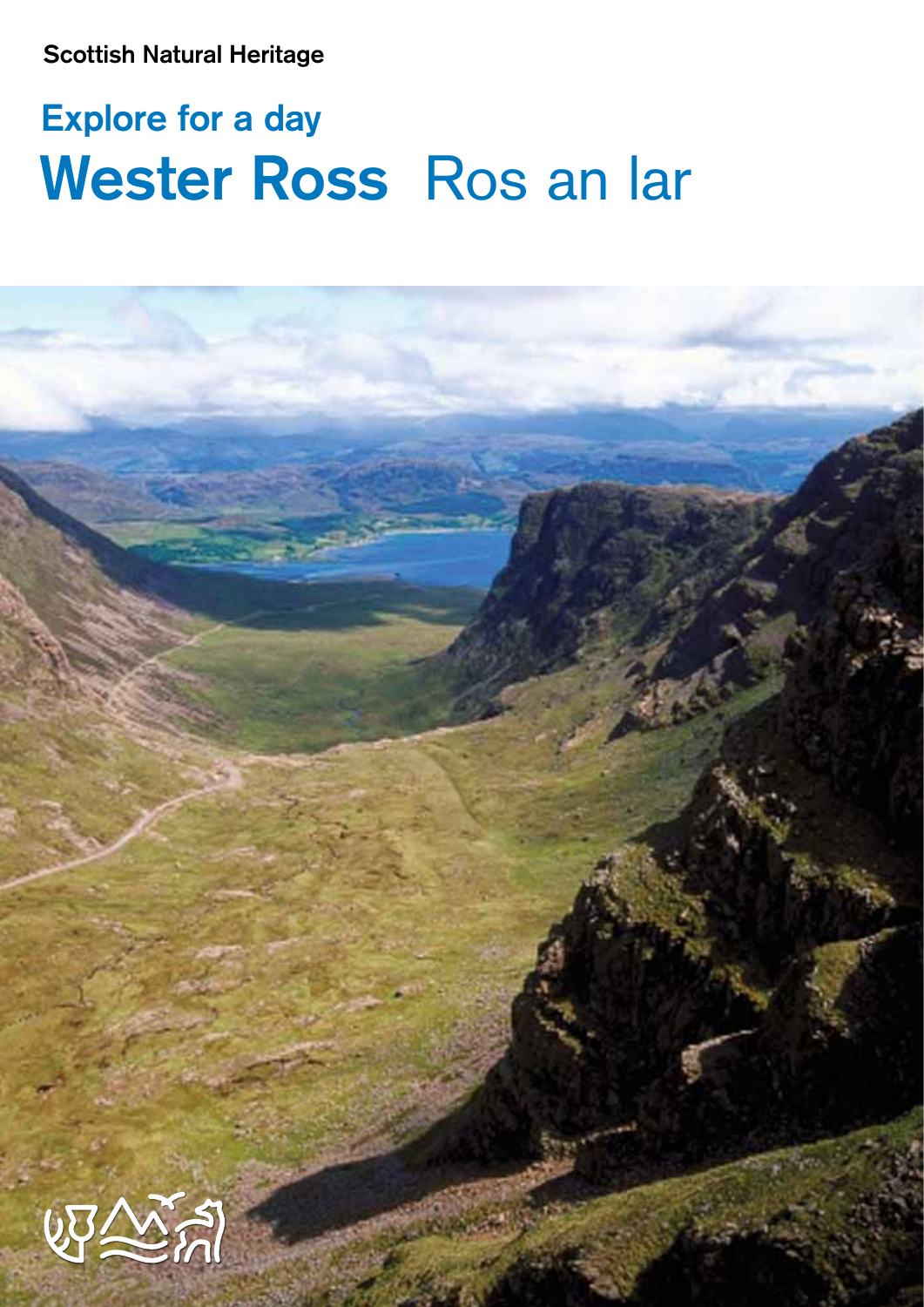Scottish Natural Heritage

## Explore for a day

# Wester Ross Ros an Iar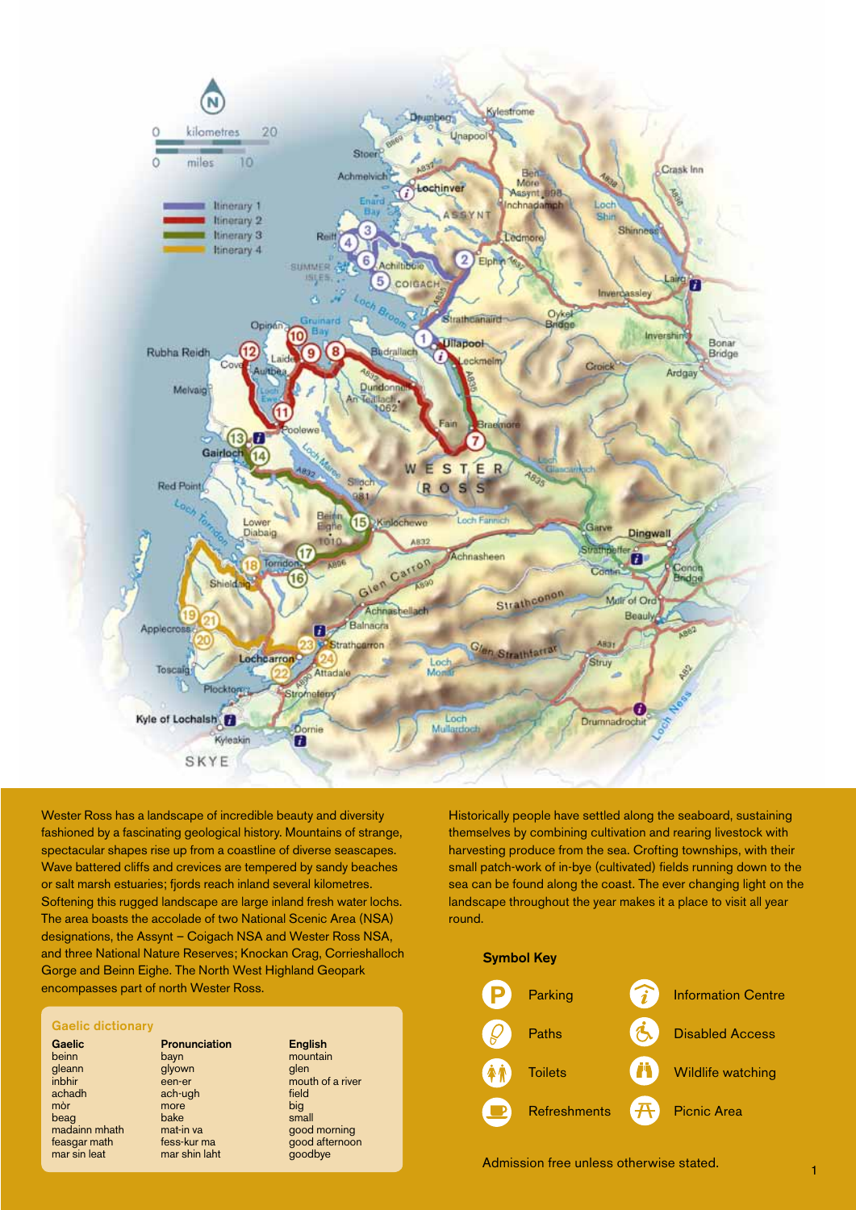Wester Ross has a landscape of incredible beauty and diversity fashioned by a fascinating geological history. Mountains of strange, spectacular shapes rise up from a coastline of diverse seascapes. Wave battered cliffs and crevices are tempered by sandy beaches or salt marsh estuaries; fjords reach inland several kilometres. Softening this rugged landscape are large inland fresh water lochs. The area boasts the accolade of two National Scenic Area (NSA) designations, the Assynt – Coigach NSA and Wester Ross NSA, and three National Nature Reserves; Knockan Crag, Corrieshalloch Gorge and Beinn Eighe. The North West Highland Geopark encompasses part of north Wester Ross.

### Gaelic dictionary

| Gaelic | Pronunciation | English |
| --- | --- | --- |
| beinn | bayn | mountain |
| gleann | glyown | glen |
| inbhir | een-er | mouth of a river |
| achadh | ach-ugh | field |
| mòr | more | big |
| beag | bake | small |
| madainn mhath | mat-in va | good morning |
| feasgar math | fess-kur ma | good afternoon |
| mar sin leat | mar shin laht | goodbye |

Historically people have settled along the seaboard, sustaining themselves by combining cultivation and rearing livestock with harvesting produce from the sea. Crofting townships, with their small patch-work of in-bye (cultivated) fields running down to the sea can be found along the coast. The ever changing light on the landscape throughout the year makes it a place to visit all year round.

### Symbol Key

- Parking
- Paths
- Toilets
- Refreshments
- Information Centre
- Disabled Access
- Wildlife watching
- Picnic Area

Admission free unless otherwise stated.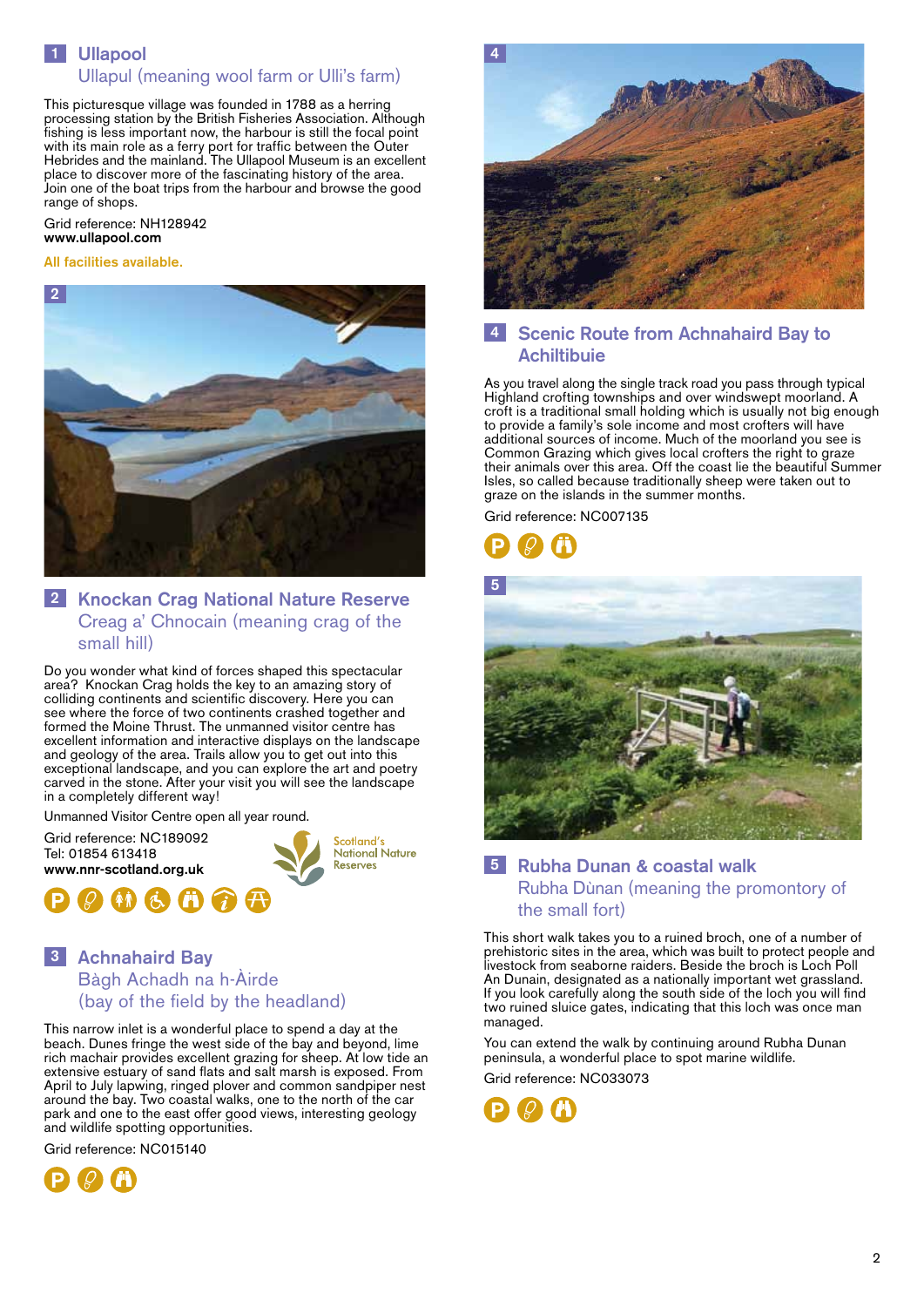## 1 Ullapool

### Ullapul (meaning wool farm or Ulli's farm)

This picturesque village was founded in 1788 as a herring processing station by the British Fisheries Association. Although fishing is less important now, the harbour is still the focal point with its main role as a ferry port for traffic between the Outer Hebrides and the mainland. The Ullapool Museum is an excellent place to discover more of the fascinating history of the area. Join one of the boat trips from the harbour and browse the good range of shops.

Grid reference: NH128942
**www.ullapool.com**

All facilities available.

## 2 Knockan Crag National Nature Reserve

### Creag a' Chnocain (meaning crag of the small hill)

Do you wonder what kind of forces shaped this spectacular area? Knockan Crag holds the key to an amazing story of colliding continents and scientific discovery. Here you can see where the force of two continents crashed together and formed the Moine Thrust. The unmanned visitor centre has excellent information and interactive displays on the landscape and geology of the area. Trails allow you to get out into this exceptional landscape, and you can explore the art and poetry carved in the stone. After your visit you will see the landscape in a completely different way!

Unmanned Visitor Centre open all year round.

Grid reference: NC189092
Tel: 01854 613418
**www.nnr-scotland.org.uk**

Scotland's National Nature Reserves

## 3 Achnahaird Bay

### Bàgh Achadh na h-Àirde (bay of the field by the headland)

This narrow inlet is a wonderful place to spend a day at the beach. Dunes fringe the west side of the bay and beyond, lime rich machair provides excellent grazing for sheep. At low tide an extensive estuary of sand flats and salt marsh is exposed. From April to July lapwing, ringed plover and common sandpiper nest around the bay. Two coastal walks, one to the north of the car park and one to the east offer good views, interesting geology and wildlife spotting opportunities.

Grid reference: NC015140

## 4 Scenic Route from Achnahaird Bay to Achiltibuie

As you travel along the single track road you pass through typical Highland crofting townships and over windswept moorland. A croft is a traditional small holding which is usually not big enough to provide a family's sole income and most crofters will have additional sources of income. Much of the moorland you see is Common Grazing which gives local crofters the right to graze their animals over this area. Off the coast lie the beautiful Summer Isles, so called because traditionally sheep were taken out to graze on the islands in the summer months.

Grid reference: NC007135

## 5 Rubha Dunan & coastal walk

### Rubha Dùnan (meaning the promontory of the small fort)

This short walk takes you to a ruined broch, one of a number of prehistoric sites in the area, which was built to protect people and livestock from seaborne raiders. Beside the broch is Loch Poll An Dunain, designated as a nationally important wet grassland. If you look carefully along the south side of the loch you will find two ruined sluice gates, indicating that this loch was once man managed.

You can extend the walk by continuing around Rubha Dunan peninsula, a wonderful place to spot marine wildlife.

Grid reference: NC033073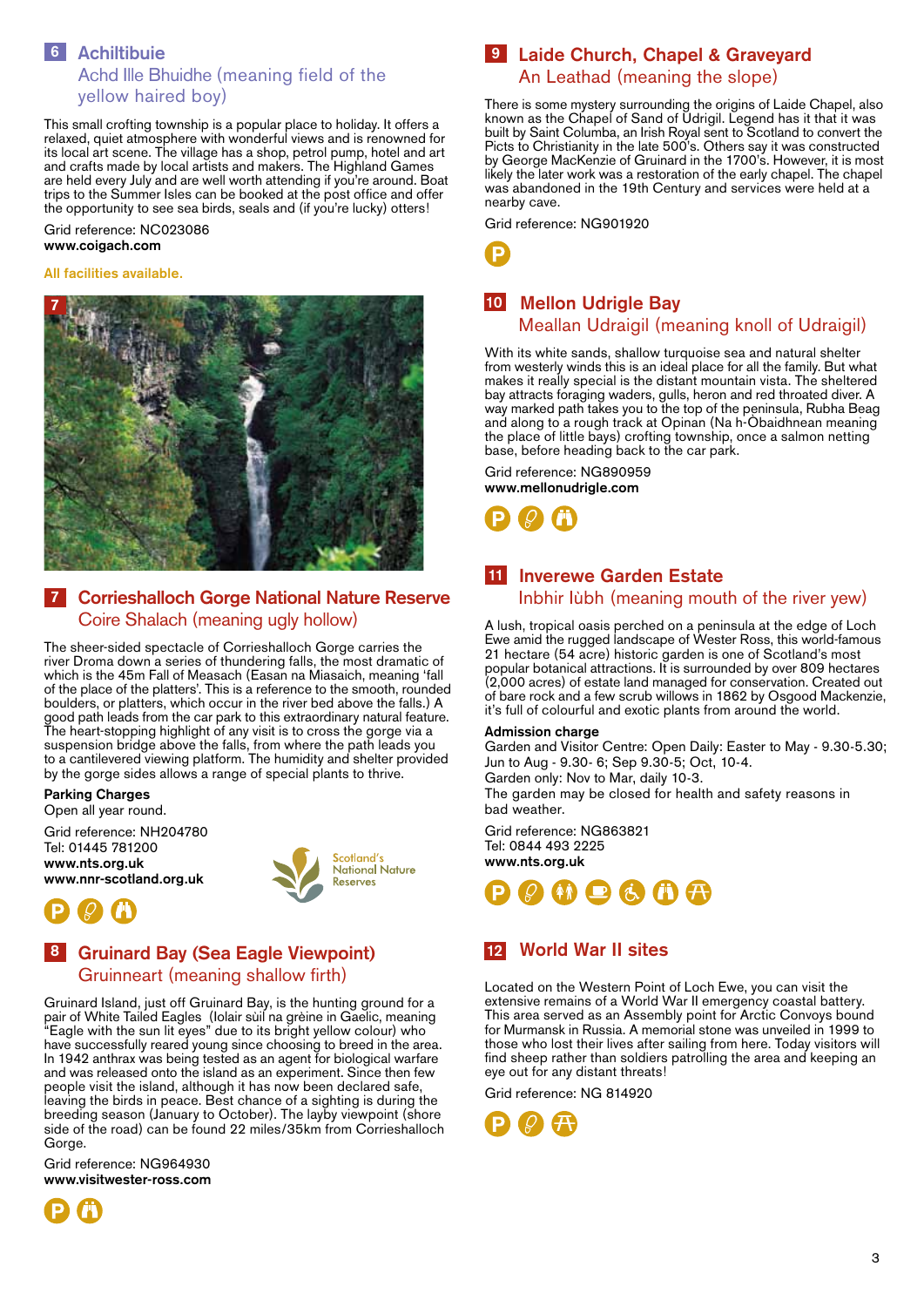## 6 Achiltibuie

### Achd Ille Bhuidhe (meaning field of the yellow haired boy)

This small crofting township is a popular place to holiday. It offers a relaxed, quiet atmosphere with wonderful views and is renowned for its local art scene. The village has a shop, petrol pump, hotel and art and crafts made by local artists and makers. The Highland Games are held every July and are well worth attending if you're around. Boat trips to the Summer Isles can be booked at the post office and offer the opportunity to see sea birds, seals and (if you're lucky) otters!

Grid reference: NC023086
**www.coigach.com**

All facilities available.

## 7 Corrieshalloch Gorge National Nature Reserve

### Coire Shalach (meaning ugly hollow)

The sheer-sided spectacle of Corrieshalloch Gorge carries the river Droma down a series of thundering falls, the most dramatic of which is the 45m Fall of Measach (Easan na Miasaich, meaning 'fall of the place of the platters'. This is a reference to the smooth, rounded boulders, or platters, which occur in the river bed above the falls.) A good path leads from the car park to this extraordinary natural feature. The heart-stopping highlight of any visit is to cross the gorge via a suspension bridge above the falls, from where the path leads you to a cantilevered viewing platform. The humidity and shelter provided by the gorge sides allows a range of special plants to thrive.

**Parking Charges**
Open all year round.

Grid reference: NH204780
Tel: 01445 781200
**www.nts.org.uk**
**www.nnr-scotland.org.uk**

Scotland's National Nature Reserves

## 8 Gruinard Bay (Sea Eagle Viewpoint)

### Gruinneart (meaning shallow firth)

Gruinard Island, just off Gruinard Bay, is the hunting ground for a pair of White Tailed Eagles (Iolair sùil na grèine in Gaelic, meaning "Eagle with the sun lit eyes" due to its bright yellow colour) who have successfully reared young since choosing to breed in the area. In 1942 anthrax was being tested as an agent for biological warfare and was released onto the island as an experiment. Since then few people visit the island, although it has now been declared safe, leaving the birds in peace. Best chance of a sighting is during the breeding season (January to October). The layby viewpoint (shore side of the road) can be found 22 miles/35km from Corrieshalloch Gorge.

Grid reference: NG964930
**www.visitwester-ross.com**

## 9 Laide Church, Chapel & Graveyard

### An Leathad (meaning the slope)

There is some mystery surrounding the origins of Laide Chapel, also known as the Chapel of Sand of Udrigil. Legend has it that it was built by Saint Columba, an Irish Royal sent to Scotland to convert the Picts to Christianity in the late 500's. Others say it was constructed by George MacKenzie of Gruinard in the 1700's. However, it is most likely the later work was a restoration of the early chapel. The chapel was abandoned in the 19th Century and services were held at a nearby cave.

Grid reference: NG901920

## 10 Mellon Udrigle Bay

### Meallan Udraigil (meaning knoll of Udraigil)

With its white sands, shallow turquoise sea and natural shelter from westerly winds this is an ideal place for all the family. But what makes it really special is the distant mountain vista. The sheltered bay attracts foraging waders, gulls, heron and red throated diver. A way marked path takes you to the top of the peninsula, Rubha Beag and along to a rough track at Opinan (Na h-Òbaidhnean meaning the place of little bays) crofting township, once a salmon netting base, before heading back to the car park.

Grid reference: NG890959
**www.mellonudrigle.com**

## 11 Inverewe Garden Estate

### Inbhir Iùbh (meaning mouth of the river yew)

A lush, tropical oasis perched on a peninsula at the edge of Loch Ewe amid the rugged landscape of Wester Ross, this world-famous 21 hectare (54 acre) historic garden is one of Scotland's most popular botanical attractions. It is surrounded by over 809 hectares (2,000 acres) of estate land managed for conservation. Created out of bare rock and a few scrub willows in 1862 by Osgood Mackenzie, it's full of colourful and exotic plants from around the world.

**Admission charge**
Garden and Visitor Centre: Open Daily: Easter to May - 9.30-5.30; Jun to Aug - 9.30- 6; Sep 9.30-5; Oct, 10-4.
Garden only: Nov to Mar, daily 10-3.
The garden may be closed for health and safety reasons in bad weather.

Grid reference: NG863821
Tel: 0844 493 2225
**www.nts.org.uk**

## 12 World War II sites

Located on the Western Point of Loch Ewe, you can visit the extensive remains of a World War II emergency coastal battery. This area served as an Assembly point for Arctic Convoys bound for Murmansk in Russia. A memorial stone was unveiled in 1999 to those who lost their lives after sailing from here. Today visitors will find sheep rather than soldiers patrolling the area and keeping an eye out for any distant threats!

Grid reference: NG 814920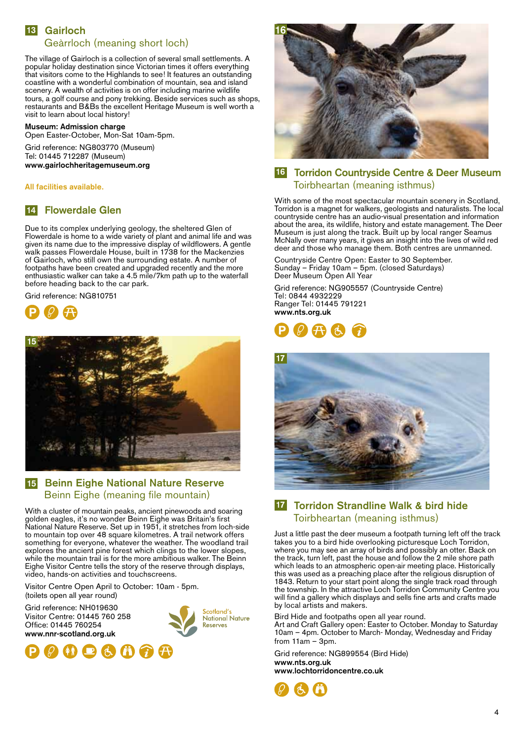## 13 Gairloch

### Geàrrloch (meaning short loch)

The village of Gairloch is a collection of several small settlements. A popular holiday destination since Victorian times it offers everything that visitors come to the Highlands to see! It features an outstanding coastline with a wonderful combination of mountain, sea and island scenery. A wealth of activities is on offer including marine wildlife tours, a golf course and pony trekking. Beside services such as shops, restaurants and B&Bs the excellent Heritage Museum is well worth a visit to learn about local history!

**Museum: Admission charge**
Open Easter-October, Mon-Sat 10am-5pm.

Grid reference: NG803770 (Museum)
Tel: 01445 712287 (Museum)
**www.gairlochheritagemuseum.org**

All facilities available.

## 14 Flowerdale Glen

Due to its complex underlying geology, the sheltered Glen of Flowerdale is home to a wide variety of plant and animal life and was given its name due to the impressive display of wildflowers. A gentle walk passes Flowerdale House, built in 1738 for the Mackenzies of Gairloch, who still own the surrounding estate. A number of footpaths have been created and upgraded recently and the more enthusiastic walker can take a 4.5 mile/7km path up to the waterfall before heading back to the car park.

Grid reference: NG810751

## 15 Beinn Eighe National Nature Reserve

### Beinn Eighe (meaning file mountain)

With a cluster of mountain peaks, ancient pinewoods and soaring golden eagles, it's no wonder Beinn Eighe was Britain's first National Nature Reserve. Set up in 1951, it stretches from loch-side to mountain top over 48 square kilometres. A trail network offers something for everyone, whatever the weather. The woodland trail explores the ancient pine forest which clings to the lower slopes, while the mountain trail is for the more ambitious walker. The Beinn Eighe Visitor Centre tells the story of the reserve through displays, video, hands-on activities and touchscreens.

Visitor Centre Open April to October: 10am - 5pm.
(toilets open all year round)

Grid reference: NH019630
Visitor Centre: 01445 760 258
Office: 01445 760254
**www.nnr-scotland.org.uk**

Scotland's National Nature Reserves

## 16 Torridon Countryside Centre & Deer Museum

### Toirbheartan (meaning isthmus)

With some of the most spectacular mountain scenery in Scotland, Torridon is a magnet for walkers, geologists and naturalists. The local countryside centre has an audio-visual presentation and information about the area, its wildlife, history and estate management. The Deer Museum is just along the track. Built up by local ranger Seamus McNally over many years, it gives an insight into the lives of wild red deer and those who manage them. Both centres are unmanned.

Countryside Centre Open: Easter to 30 September.
Sunday – Friday 10am – 5pm. (closed Saturdays)
Deer Museum Open All Year

Grid reference: NG905557 (Countryside Centre)
Tel: 0844 4932229
Ranger Tel: 01445 791221
**www.nts.org.uk**

## 17 Torridon Strandline Walk & bird hide

### Toirbheartan (meaning isthmus)

Just a little past the deer museum a footpath turning left off the track takes you to a bird hide overlooking picturesque Loch Torridon, where you may see an array of birds and possibly an otter. Back on the track, turn left, past the house and follow the 2 mile shore path which leads to an atmospheric open-air meeting place. Historically this was used as a preaching place after the religious disruption of 1843. Return to your start point along the single track road through the township. In the attractive Loch Torridon Community Centre you will find a gallery which displays and sells fine arts and crafts made by local artists and makers.

Bird Hide and footpaths open all year round.
Art and Craft Gallery open: Easter to October. Monday to Saturday 10am – 4pm. October to March- Monday, Wednesday and Friday from 11am – 3pm.

Grid reference: NG899554 (Bird Hide)
**www.nts.org.uk**
**www.lochtorridoncentre.co.uk**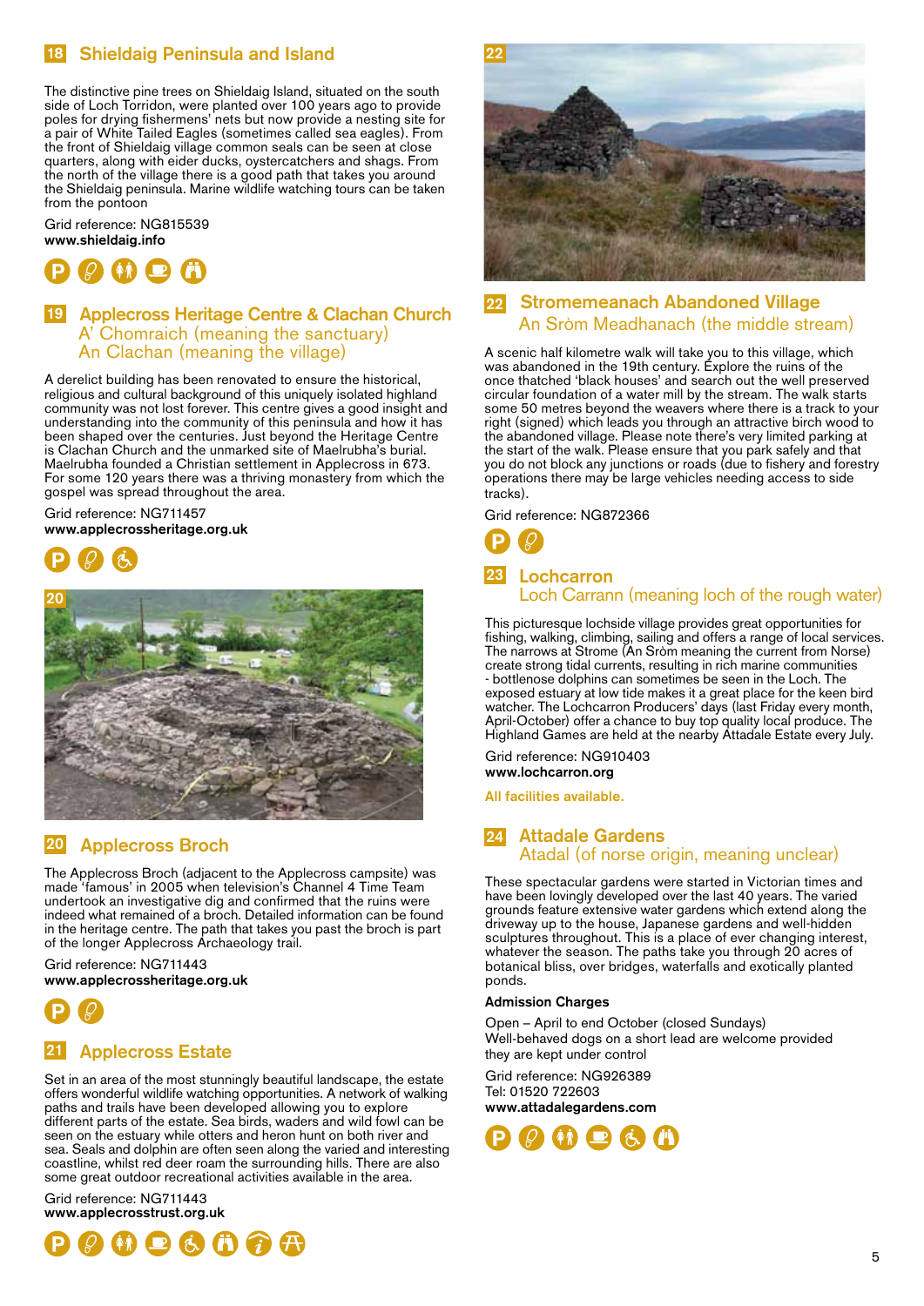## 18 Shieldaig Peninsula and Island

The distinctive pine trees on Shieldaig Island, situated on the south side of Loch Torridon, were planted over 100 years ago to provide poles for drying fishermens' nets but now provide a nesting site for a pair of White Tailed Eagles (sometimes called sea eagles). From the front of Shieldaig village common seals can be seen at close quarters, along with eider ducks, oystercatchers and shags. From the north of the village there is a good path that takes you around the Shieldaig peninsula. Marine wildlife watching tours can be taken from the pontoon

Grid reference: NG815539
**www.shieldaig.info**

## 19 Applecross Heritage Centre & Clachan Church
### A' Chomraich (meaning the sanctuary) An Clachan (meaning the village)

A derelict building has been renovated to ensure the historical, religious and cultural background of this uniquely isolated highland community was not lost forever. This centre gives a good insight and understanding into the community of this peninsula and how it has been shaped over the centuries. Just beyond the Heritage Centre is Clachan Church and the unmarked site of Maelrubha's burial. Maelrubha founded a Christian settlement in Applecross in 673. For some 120 years there was a thriving monastery from which the gospel was spread throughout the area.

Grid reference: NG711457
**www.applecrossheritage.org.uk**

## 20 Applecross Broch

The Applecross Broch (adjacent to the Applecross campsite) was made 'famous' in 2005 when television's Channel 4 Time Team undertook an investigative dig and confirmed that the ruins were indeed what remained of a broch. Detailed information can be found in the heritage centre. The path that takes you past the broch is part of the longer Applecross Archaeology trail.

Grid reference: NG711443
**www.applecrossheritage.org.uk**

## 21 Applecross Estate

Set in an area of the most stunningly beautiful landscape, the estate offers wonderful wildlife watching opportunities. A network of walking paths and trails have been developed allowing you to explore different parts of the estate. Sea birds, waders and wild fowl can be seen on the estuary while otters and heron hunt on both river and sea. Seals and dolphin are often seen along the varied and interesting coastline, whilst red deer roam the surrounding hills. There are also some great outdoor recreational activities available in the area.

Grid reference: NG711443
**www.applecrosstrust.org.uk**

## 22 Stromemeanach Abandoned Village
### An Sròm Meadhanach (the middle stream)

A scenic half kilometre walk will take you to this village, which was abandoned in the 19th century. Explore the ruins of the once thatched 'black houses' and search out the well preserved circular foundation of a water mill by the stream. The walk starts some 50 metres beyond the weavers where there is a track to your right (signed) which leads you through an attractive birch wood to the abandoned village. Please note there's very limited parking at the start of the walk. Please ensure that you park safely and that you do not block any junctions or roads (due to fishery and forestry operations there may be large vehicles needing access to side tracks).

Grid reference: NG872366

## 23 Lochcarron
### Loch Carrann (meaning loch of the rough water)

This picturesque lochside village provides great opportunities for fishing, walking, climbing, sailing and offers a range of local services. The narrows at Strome (An Sròm meaning the current from Norse) create strong tidal currents, resulting in rich marine communities - bottlenose dolphins can sometimes be seen in the Loch. The exposed estuary at low tide makes it a great place for the keen bird watcher. The Lochcarron Producers' days (last Friday every month, April-October) offer a chance to buy top quality local produce. The Highland Games are held at the nearby Attadale Estate every July.

Grid reference: NG910403
**www.lochcarron.org**

All facilities available.

## 24 Attadale Gardens
### Atadal (of norse origin, meaning unclear)

These spectacular gardens were started in Victorian times and have been lovingly developed over the last 40 years. The varied grounds feature extensive water gardens which extend along the driveway up to the house, Japanese gardens and well-hidden sculptures throughout. This is a place of ever changing interest, whatever the season. The paths take you through 20 acres of botanical bliss, over bridges, waterfalls and exotically planted ponds.

**Admission Charges**

Open – April to end October (closed Sundays)
Well-behaved dogs on a short lead are welcome provided they are kept under control

Grid reference: NG926389
Tel: 01520 722603
**www.attadalegardens.com**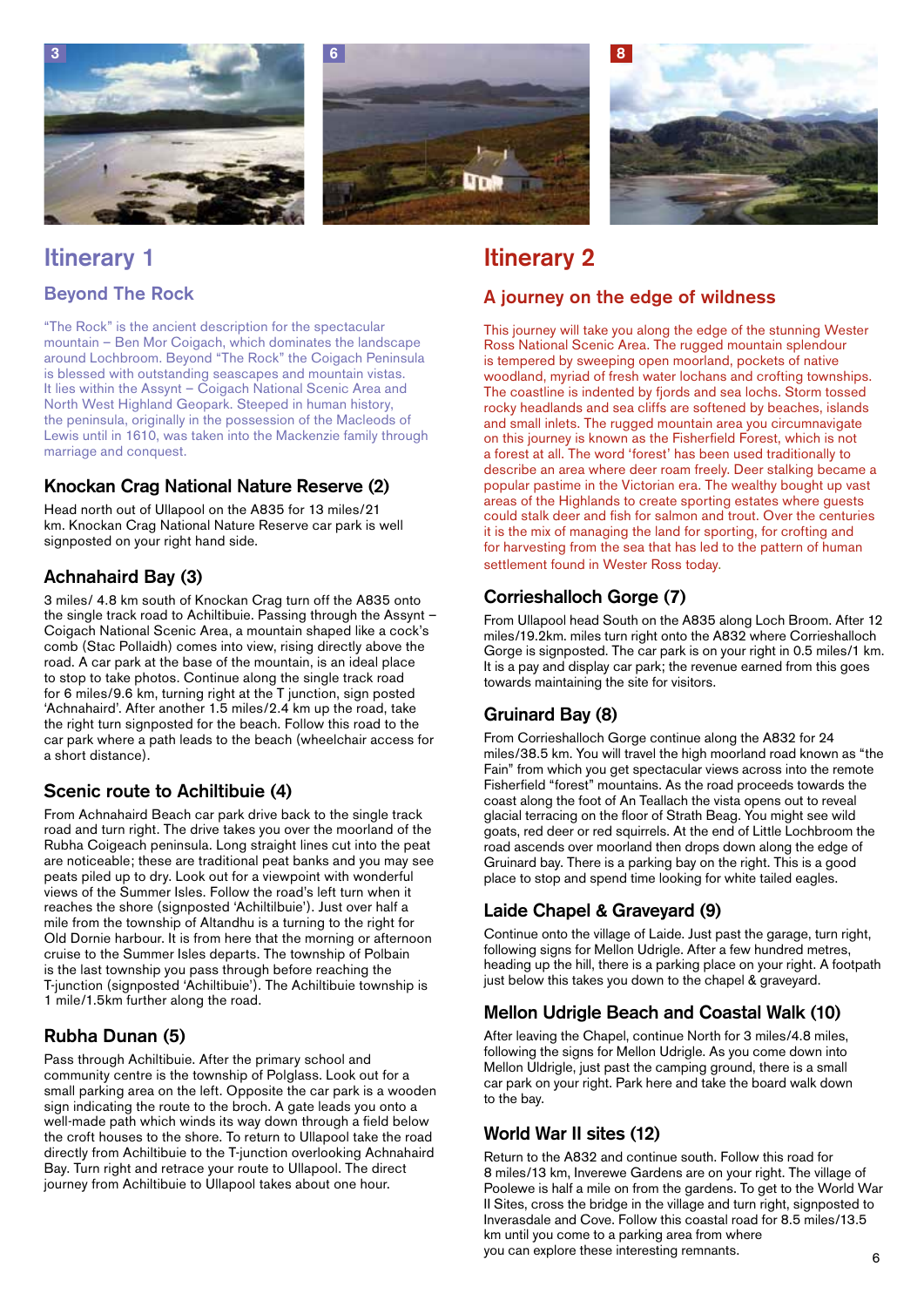# Itinerary 1

## Beyond The Rock

"The Rock" is the ancient description for the spectacular mountain – Ben Mor Coigach, which dominates the landscape around Lochbroom. Beyond "The Rock" the Coigach Peninsula is blessed with outstanding seascapes and mountain vistas. It lies within the Assynt – Coigach National Scenic Area and North West Highland Geopark. Steeped in human history, the peninsula, originally in the possession of the Macleods of Lewis until in 1610, was taken into the Mackenzie family through marriage and conquest.

### Knockan Crag National Nature Reserve (2)

Head north out of Ullapool on the A835 for 13 miles/21 km. Knockan Crag National Nature Reserve car park is well signposted on your right hand side.

### Achnahaird Bay (3)

3 miles/ 4.8 km south of Knockan Crag turn off the A835 onto the single track road to Achiltibuie. Passing through the Assynt – Coigach National Scenic Area, a mountain shaped like a cock's comb (Stac Pollaidh) comes into view, rising directly above the road. A car park at the base of the mountain, is an ideal place to stop to take photos. Continue along the single track road for 6 miles/9.6 km, turning right at the T junction, sign posted 'Achnahaird'. After another 1.5 miles/2.4 km up the road, take the right turn signposted for the beach. Follow this road to the car park where a path leads to the beach (wheelchair access for a short distance).

### Scenic route to Achiltibuie (4)

From Achnahaird Beach car park drive back to the single track road and turn right. The drive takes you over the moorland of the Rubha Coigeach peninsula. Long straight lines cut into the peat are noticeable; these are traditional peat banks and you may see peats piled up to dry. Look out for a viewpoint with wonderful views of the Summer Isles. Follow the road's left turn when it reaches the shore (signposted 'Achiltilbuie'). Just over half a mile from the township of Altandhu is a turning to the right for Old Dornie harbour. It is from here that the morning or afternoon cruise to the Summer Isles departs. The township of Polbain is the last township you pass through before reaching the T-junction (signposted 'Achiltibuie'). The Achiltibuie township is 1 mile/1.5km further along the road.

### Rubha Dunan (5)

Pass through Achiltibuie. After the primary school and community centre is the township of Polglass. Look out for a small parking area on the left. Opposite the car park is a wooden sign indicating the route to the broch. A gate leads you onto a well-made path which winds its way down through a field below the croft houses to the shore. To return to Ullapool take the road directly from Achiltibuie to the T-junction overlooking Achnahaird Bay. Turn right and retrace your route to Ullapool. The direct journey from Achiltibuie to Ullapool takes about one hour.

# Itinerary 2

## A journey on the edge of wildness

This journey will take you along the edge of the stunning Wester Ross National Scenic Area. The rugged mountain splendour is tempered by sweeping open moorland, pockets of native woodland, myriad of fresh water lochans and crofting townships. The coastline is indented by fjords and sea lochs. Storm tossed rocky headlands and sea cliffs are softened by beaches, islands and small inlets. The rugged mountain area you circumnavigate on this journey is known as the Fisherfield Forest, which is not a forest at all. The word 'forest' has been used traditionally to describe an area where deer roam freely. Deer stalking became a popular pastime in the Victorian era. The wealthy bought up vast areas of the Highlands to create sporting estates where guests could stalk deer and fish for salmon and trout. Over the centuries it is the mix of managing the land for sporting, for crofting and for harvesting from the sea that has led to the pattern of human settlement found in Wester Ross today.

### Corrieshalloch Gorge (7)

From Ullapool head South on the A835 along Loch Broom. After 12 miles/19.2km. miles turn right onto the A832 where Corrieshalloch Gorge is signposted. The car park is on your right in 0.5 miles/1 km. It is a pay and display car park; the revenue earned from this goes towards maintaining the site for visitors.

### Gruinard Bay (8)

From Corrieshalloch Gorge continue along the A832 for 24 miles/38.5 km. You will travel the high moorland road known as "the Fain" from which you get spectacular views across into the remote Fisherfield "forest" mountains. As the road proceeds towards the coast along the foot of An Teallach the vista opens out to reveal glacial terracing on the floor of Strath Beag. You might see wild goats, red deer or red squirrels. At the end of Little Lochbroom the road ascends over moorland then drops down along the edge of Gruinard bay. There is a parking bay on the right. This is a good place to stop and spend time looking for white tailed eagles.

### Laide Chapel & Graveyard (9)

Continue onto the village of Laide. Just past the garage, turn right, following signs for Mellon Udrigle. After a few hundred metres, heading up the hill, there is a parking place on your right. A footpath just below this takes you down to the chapel & graveyard.

### Mellon Udrigle Beach and Coastal Walk (10)

After leaving the Chapel, continue North for 3 miles/4.8 miles, following the signs for Mellon Udrigle. As you come down into Mellon Udligle, just past the camping ground, there is a small car park on your right. Park here and take the board walk down to the bay.

### World War II sites (12)

Return to the A832 and continue south. Follow this road for 8 miles/13 km, Inverewe Gardens are on your right. The village of Poolewe is half a mile on from the gardens. To get to the World War II Sites, cross the bridge in the village and turn right, signposted to Inverasdale and Cove. Follow this coastal road for 8.5 miles/13.5 km until you come to a parking area from where you can explore these interesting remnants.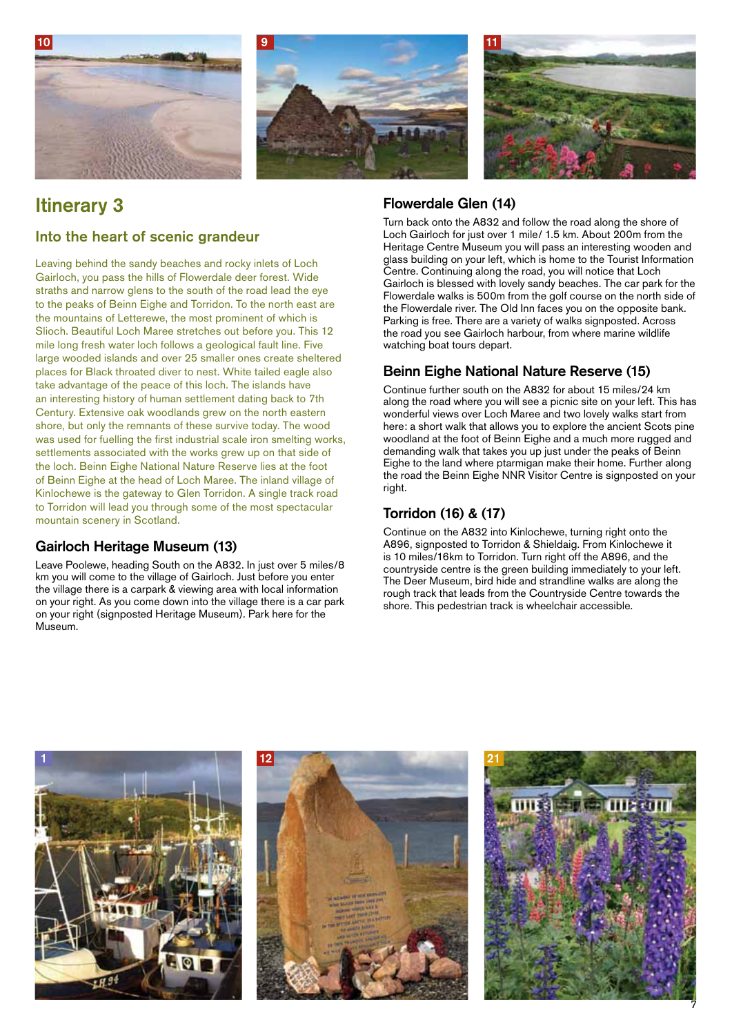# Itinerary 3

## Into the heart of scenic grandeur

Leaving behind the sandy beaches and rocky inlets of Loch Gairloch, you pass the hills of Flowerdale deer forest. Wide straths and narrow glens to the south of the road lead the eye to the peaks of Beinn Eighe and Torridon. To the north east are the mountains of Letterewe, the most prominent of which is Slioch. Beautiful Loch Maree stretches out before you. This 12 mile long fresh water loch follows a geological fault line. Five large wooded islands and over 25 smaller ones create sheltered places for Black throated diver to nest. White tailed eagle also take advantage of the peace of this loch. The islands have an interesting history of human settlement dating back to 7th Century. Extensive oak woodlands grew on the north eastern shore, but only the remnants of these survive today. The wood was used for fuelling the first industrial scale iron smelting works, settlements associated with the works grew up on that side of the loch. Beinn Eighe National Nature Reserve lies at the foot of Beinn Eighe at the head of Loch Maree. The inland village of Kinlochewe is the gateway to Glen Torridon. A single track road to Torridon will lead you through some of the most spectacular mountain scenery in Scotland.

### Gairloch Heritage Museum (13)

Leave Poolewe, heading South on the A832. In just over 5 miles/8 km you will come to the village of Gairloch. Just before you enter the village there is a carpark & viewing area with local information on your right. As you come down into the village there is a car park on your right (signposted Heritage Museum). Park here for the Museum.

### Flowerdale Glen (14)

Turn back onto the A832 and follow the road along the shore of Loch Gairloch for just over 1 mile/ 1.5 km. About 200m from the Heritage Centre Museum you will pass an interesting wooden and glass building on your left, which is home to the Tourist Information Centre. Continuing along the road, you will notice that Loch Gairloch is blessed with lovely sandy beaches. The car park for the Flowerdale walks is 500m from the golf course on the north side of the Flowerdale river. The Old Inn faces you on the opposite bank. Parking is free. There are a variety of walks signposted. Across the road you see Gairloch harbour, from where marine wildlife watching boat tours depart.

### Beinn Eighe National Nature Reserve (15)

Continue further south on the A832 for about 15 miles/24 km along the road where you will see a picnic site on your left. This has wonderful views over Loch Maree and two lovely walks start from here: a short walk that allows you to explore the ancient Scots pine woodland at the foot of Beinn Eighe and a much more rugged and demanding walk that takes you up just under the peaks of Beinn Eighe to the land where ptarmigan make their home. Further along the road the Beinn Eighe NNR Visitor Centre is signposted on your right.

### Torridon (16) & (17)

Continue on the A832 into Kinlochewe, turning right onto the A896, signposted to Torridon & Shieldaig. From Kinlochewe it is 10 miles/16km to Torridon. Turn right off the A896, and the countryside centre is the green building immediately to your left. The Deer Museum, bird hide and strandline walks are along the rough track that leads from the Countryside Centre towards the shore. This pedestrian track is wheelchair accessible.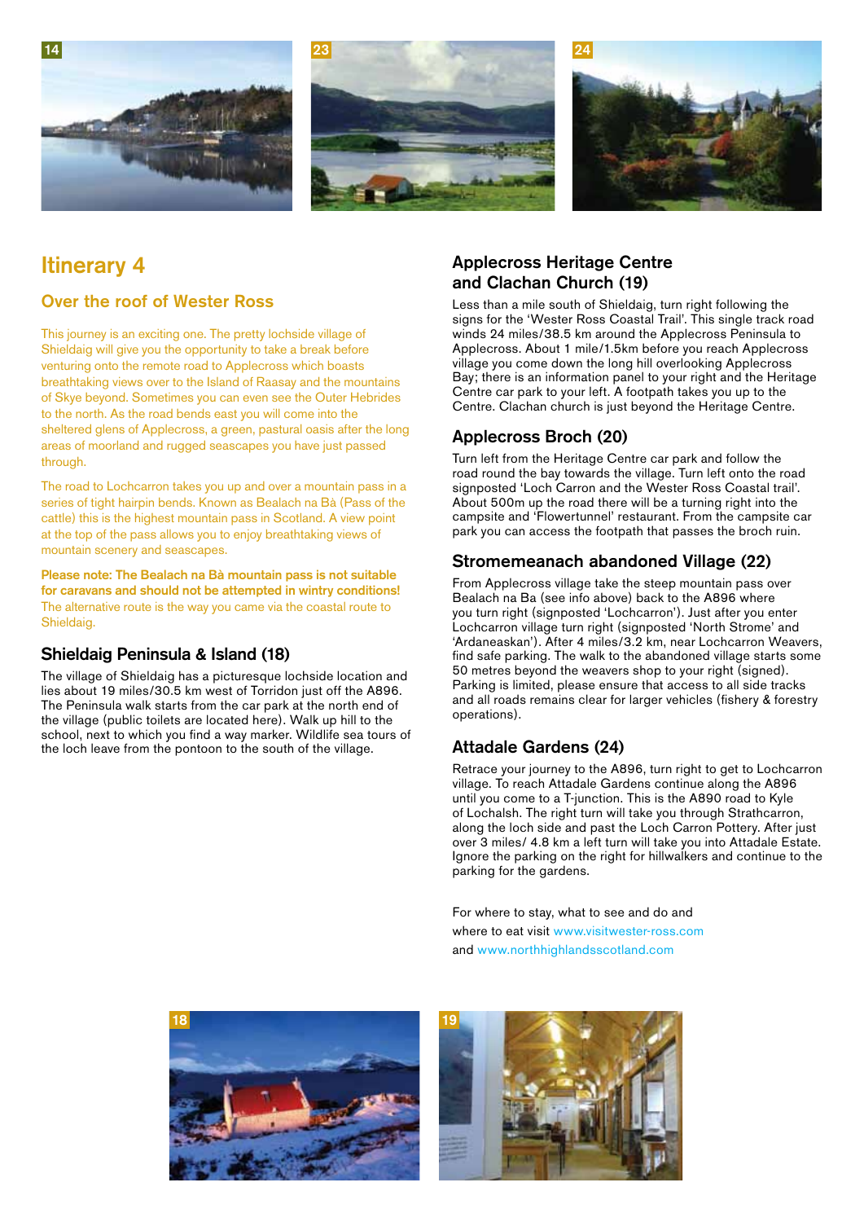14

23

24

# Itinerary 4

## Over the roof of Wester Ross

This journey is an exciting one. The pretty lochside village of Shieldaig will give you the opportunity to take a break before venturing onto the remote road to Applecross which boasts breathtaking views over to the Island of Raasay and the mountains of Skye beyond. Sometimes you can even see the Outer Hebrides to the north. As the road bends east you will come into the sheltered glens of Applecross, a green, pastural oasis after the long areas of moorland and rugged seascapes you have just passed through.

The road to Lochcarron takes you up and over a mountain pass in a series of tight hairpin bends. Known as Bealach na Bà (Pass of the cattle) this is the highest mountain pass in Scotland. A view point at the top of the pass allows you to enjoy breathtaking views of mountain scenery and seascapes.

**Please note: The Bealach na Bà mountain pass is not suitable for caravans and should not be attempted in wintry conditions!** The alternative route is the way you came via the coastal route to Shieldaig.

### Shieldaig Peninsula & Island (18)

The village of Shieldaig has a picturesque lochside location and lies about 19 miles/30.5 km west of Torridon just off the A896. The Peninsula walk starts from the car park at the north end of the village (public toilets are located here). Walk up hill to the school, next to which you find a way marker. Wildlife sea tours of the loch leave from the pontoon to the south of the village.

### Applecross Heritage Centre and Clachan Church (19)

Less than a mile south of Shieldaig, turn right following the signs for the 'Wester Ross Coastal Trail'. This single track road winds 24 miles/38.5 km around the Applecross Peninsula to Applecross. About 1 mile/1.5km before you reach Applecross village you come down the long hill overlooking Applecross Bay; there is an information panel to your right and the Heritage Centre car park to your left. A footpath takes you up to the Centre. Clachan church is just beyond the Heritage Centre.

### Applecross Broch (20)

Turn left from the Heritage Centre car park and follow the road round the bay towards the village. Turn left onto the road signposted 'Loch Carron and the Wester Ross Coastal trail'. About 500m up the road there will be a turning right into the campsite and 'Flowertunnel' restaurant. From the campsite car park you can access the footpath that passes the broch ruin.

### Stromemeanach abandoned Village (22)

From Applecross village take the steep mountain pass over Bealach na Ba (see info above) back to the A896 where you turn right (signposted 'Lochcarron'). Just after you enter Lochcarron village turn right (signposted 'North Strome' and 'Ardaneaskan'). After 4 miles/3.2 km, near Lochcarron Weavers, find safe parking. The walk to the abandoned village starts some 50 metres beyond the weavers shop to your right (signed). Parking is limited, please ensure that access to all side tracks and all roads remains clear for larger vehicles (fishery & forestry operations).

### Attadale Gardens (24)

Retrace your journey to the A896, turn right to get to Lochcarron village. To reach Attadale Gardens continue along the A896 until you come to a T-junction. This is the A890 road to Kyle of Lochalsh. The right turn will take you through Strathcarron, along the loch side and past the Loch Carron Pottery. After just over 3 miles/ 4.8 km a left turn will take you into Attadale Estate. Ignore the parking on the right for hillwalkers and continue to the parking for the gardens.

For where to stay, what to see and do and where to eat visit www.visitwester-ross.com and www.northhighlandsscotland.com

18

19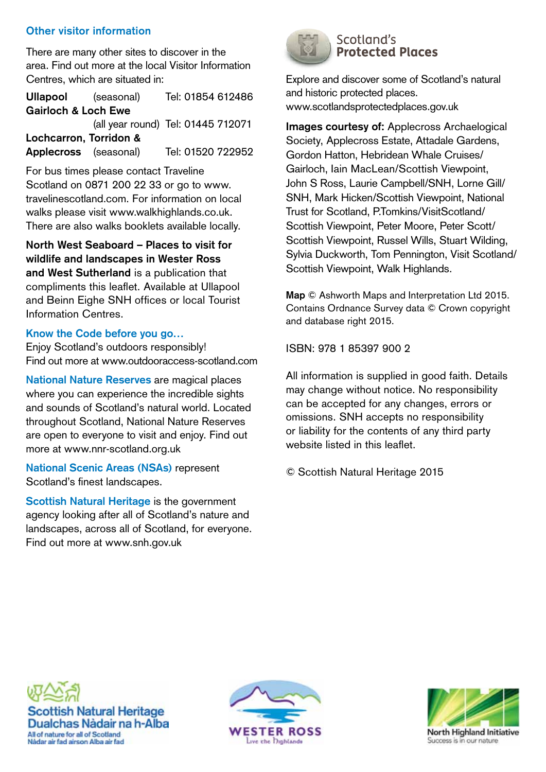## Other visitor information

There are many other sites to discover in the area. Find out more at the local Visitor Information Centres, which are situated in:

| | | |
|---|---|---|
| **Ullapool** | (seasonal) | Tel: 01854 612486 |
| **Gairloch & Loch Ewe** | (all year round) | Tel: 01445 712071 |
| **Lochcarron, Torridon & Applecross** | (seasonal) | Tel: 01520 722952 |

For bus times please contact Traveline Scotland on 0871 200 22 33 or go to www.travelinescotland.com. For information on local walks please visit www.walkhighlands.co.uk. There are also walks booklets available locally.

**North West Seaboard – Places to visit for wildlife and landscapes in Wester Ross and West Sutherland** is a publication that compliments this leaflet. Available at Ullapool and Beinn Eighe SNH offices or local Tourist Information Centres.

## Know the Code before you go…

Enjoy Scotland's outdoors responsibly!
Find out more at www.outdooraccess-scotland.com

**National Nature Reserves** are magical places where you can experience the incredible sights and sounds of Scotland's natural world. Located throughout Scotland, National Nature Reserves are open to everyone to visit and enjoy. Find out more at www.nnr-scotland.org.uk

**National Scenic Areas (NSAs)** represent Scotland's finest landscapes.

**Scottish Natural Heritage** is the government agency looking after all of Scotland's nature and landscapes, across all of Scotland, for everyone. Find out more at www.snh.gov.uk

Scotland's **Protected Places**

Explore and discover some of Scotland's natural and historic protected places.
www.scotlandsprotectedplaces.gov.uk

**Images courtesy of:** Applecross Archaelogical Society, Applecross Estate, Attadale Gardens, Gordon Hatton, Hebridean Whale Cruises/ Gairloch, Iain MacLean/Scottish Viewpoint, John S Ross, Laurie Campbell/SNH, Lorne Gill/ SNH, Mark Hicken/Scottish Viewpoint, National Trust for Scotland, P.Tomkins/VisitScotland/ Scottish Viewpoint, Peter Moore, Peter Scott/ Scottish Viewpoint, Russel Wills, Stuart Wilding, Sylvia Duckworth, Tom Pennington, Visit Scotland/ Scottish Viewpoint, Walk Highlands.

**Map** © Ashworth Maps and Interpretation Ltd 2015. Contains Ordnance Survey data © Crown copyright and database right 2015.

ISBN: 978 1 85397 900 2

All information is supplied in good faith. Details may change without notice. No responsibility can be accepted for any changes, errors or omissions. SNH accepts no responsibility or liability for the contents of any third party website listed in this leaflet.

© Scottish Natural Heritage 2015

Scottish Natural Heritage
Dualchas Nàdair na h-Alba
All of nature for all of Scotland
Nàdar air fad airson Alba air fad

WESTER ROSS
Live the Highlands

North Highland Initiative
Success is in our nature